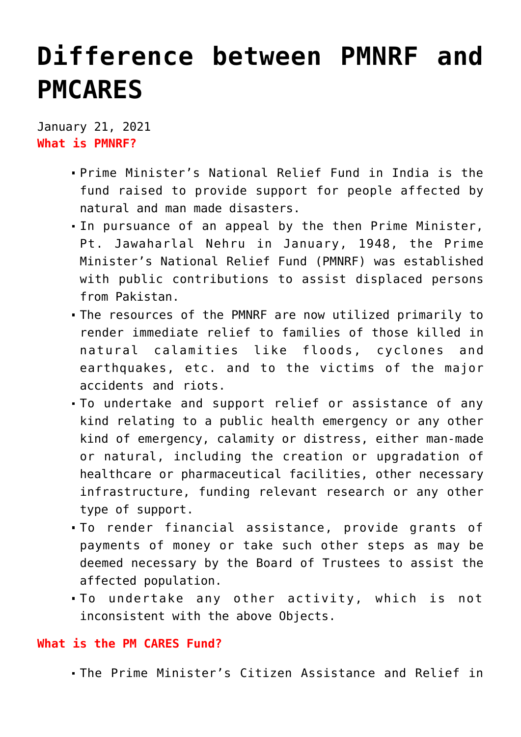# Difference between PMNRF and PMCARES

January 21, 2021

**What is PMNRF?**

- Prime Minister's National Relief Fund in India is the fund raised to provide support for people affected by natural and man made disasters.
- In pursuance of an appeal by the then Prime Minister, Pt. Jawaharlal Nehru in January, 1948, the Prime Minister's National Relief Fund (PMNRF) was established with public contributions to assist displaced persons from Pakistan.
- The resources of the PMNRF are now utilized primarily to render immediate relief to families of those killed in natural calamities like floods, cyclones and earthquakes, etc. and to the victims of the major accidents and riots.
- To undertake and support relief or assistance of any kind relating to a public health emergency or any other kind of emergency, calamity or distress, either man-made or natural, including the creation or upgradation of healthcare or pharmaceutical facilities, other necessary infrastructure, funding relevant research or any other type of support.
- To render financial assistance, provide grants of payments of money or take such other steps as may be deemed necessary by the Board of Trustees to assist the affected population.
- To undertake any other activity, which is not inconsistent with the above Objects.

**What is the PM CARES Fund?**

- The Prime Minister's Citizen Assistance and Relief in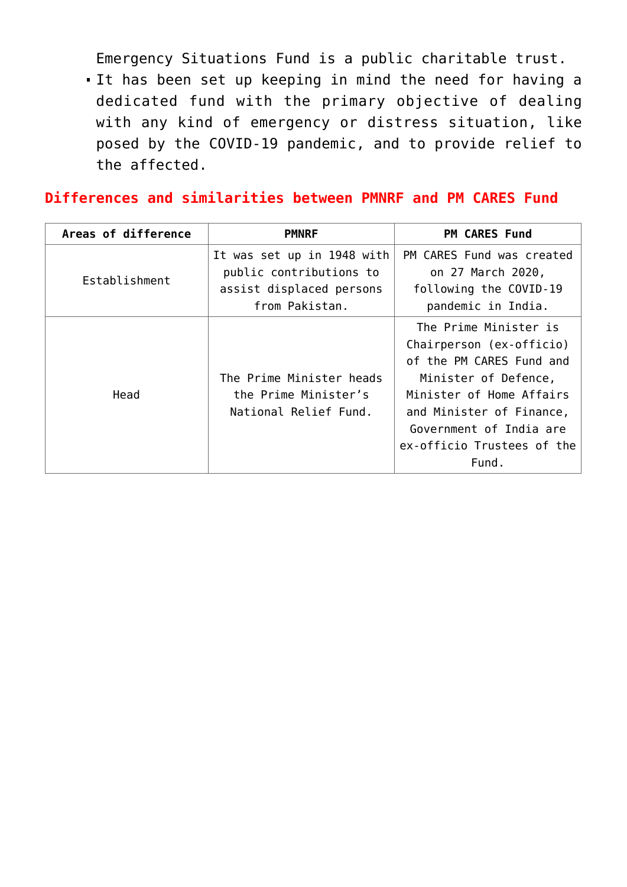Emergency Situations Fund is a public charitable trust.

- It has been set up keeping in mind the need for having a dedicated fund with the primary objective of dealing with any kind of emergency or distress situation, like posed by the COVID-19 pandemic, and to provide relief to the affected.

## Differences and similarities between PMNRF and PM CARES Fund

| Areas of difference | PMNRF | PM CARES Fund |
|---|---|---|
| Establishment | It was set up in 1948 with public contributions to assist displaced persons from Pakistan. | PM CARES Fund was created on 27 March 2020, following the COVID-19 pandemic in India. |
| Head | The Prime Minister heads the Prime Minister's National Relief Fund. | The Prime Minister is Chairperson (ex-officio) of the PM CARES Fund and Minister of Defence, Minister of Home Affairs and Minister of Finance, Government of India are ex-officio Trustees of the Fund. |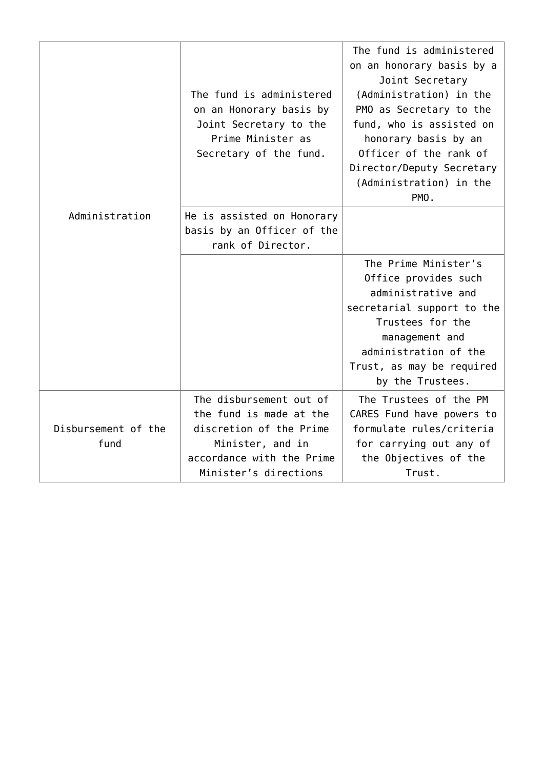| | | |
|---|---|---|
| Administration | The fund is administered on an Honorary basis by Joint Secretary to the Prime Minister as Secretary of the fund. | The fund is administered on an honorary basis by a Joint Secretary (Administration) in the PMO as Secretary to the fund, who is assisted on honorary basis by an Officer of the rank of Director/Deputy Secretary (Administration) in the PMO. |
| | He is assisted on Honorary basis by an Officer of the rank of Director. | |
| | | The Prime Minister's Office provides such administrative and secretarial support to the Trustees for the management and administration of the Trust, as may be required by the Trustees. |
| Disbursement of the fund | The disbursement out of the fund is made at the discretion of the Prime Minister, and in accordance with the Prime Minister's directions | The Trustees of the PM CARES Fund have powers to formulate rules/criteria for carrying out any of the Objectives of the Trust. |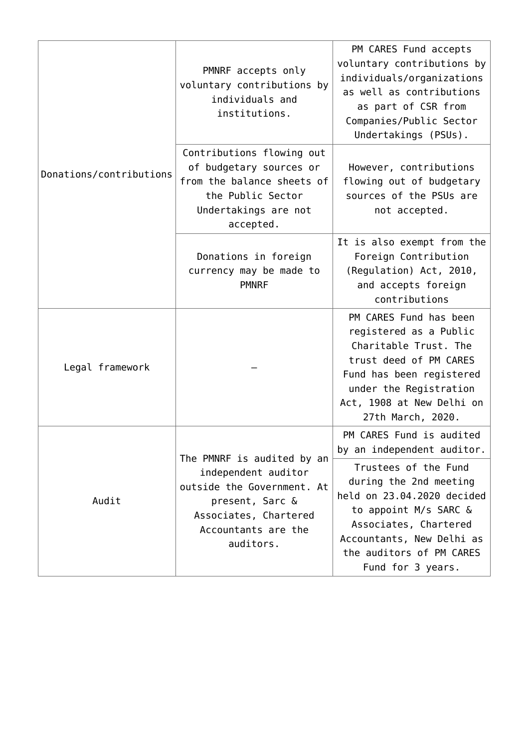| | | |
|---|---|---|
| Donations/contributions | PMNRF accepts only voluntary contributions by individuals and institutions. | PM CARES Fund accepts voluntary contributions by individuals/organizations as well as contributions as part of CSR from Companies/Public Sector Undertakings (PSUs). |
| | Contributions flowing out of budgetary sources or from the balance sheets of the Public Sector Undertakings are not accepted. | However, contributions flowing out of budgetary sources of the PSUs are not accepted. |
| | Donations in foreign currency may be made to PMNRF | It is also exempt from the Foreign Contribution (Regulation) Act, 2010, and accepts foreign contributions |
| Legal framework | – | PM CARES Fund has been registered as a Public Charitable Trust. The trust deed of PM CARES Fund has been registered under the Registration Act, 1908 at New Delhi on 27th March, 2020. |
| Audit | The PMNRF is audited by an independent auditor outside the Government. At present, Sarc & Associates, Chartered Accountants are the auditors. | PM CARES Fund is audited by an independent auditor. |
| | | Trustees of the Fund during the 2nd meeting held on 23.04.2020 decided to appoint M/s SARC & Associates, Chartered Accountants, New Delhi as the auditors of PM CARES Fund for 3 years. |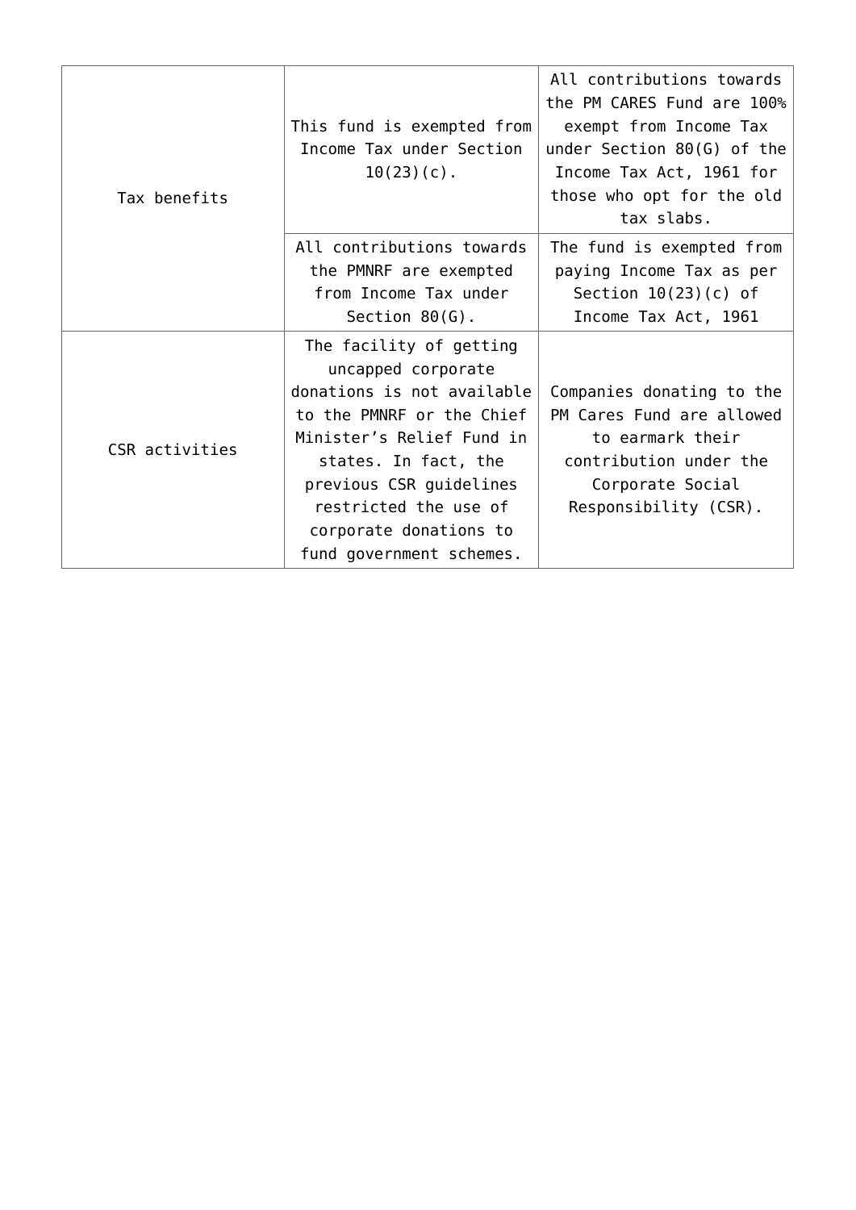| | | |
|---|---|---|
| Tax benefits | This fund is exempted from Income Tax under Section 10(23)(c). | All contributions towards the PM CARES Fund are 100% exempt from Income Tax under Section 80(G) of the Income Tax Act, 1961 for those who opt for the old tax slabs. |
| | All contributions towards the PMNRF are exempted from Income Tax under Section 80(G). | The fund is exempted from paying Income Tax as per Section 10(23)(c) of Income Tax Act, 1961 |
| CSR activities | The facility of getting uncapped corporate donations is not available to the PMNRF or the Chief Minister's Relief Fund in states. In fact, the previous CSR guidelines restricted the use of corporate donations to fund government schemes. | Companies donating to the PM Cares Fund are allowed to earmark their contribution under the Corporate Social Responsibility (CSR). |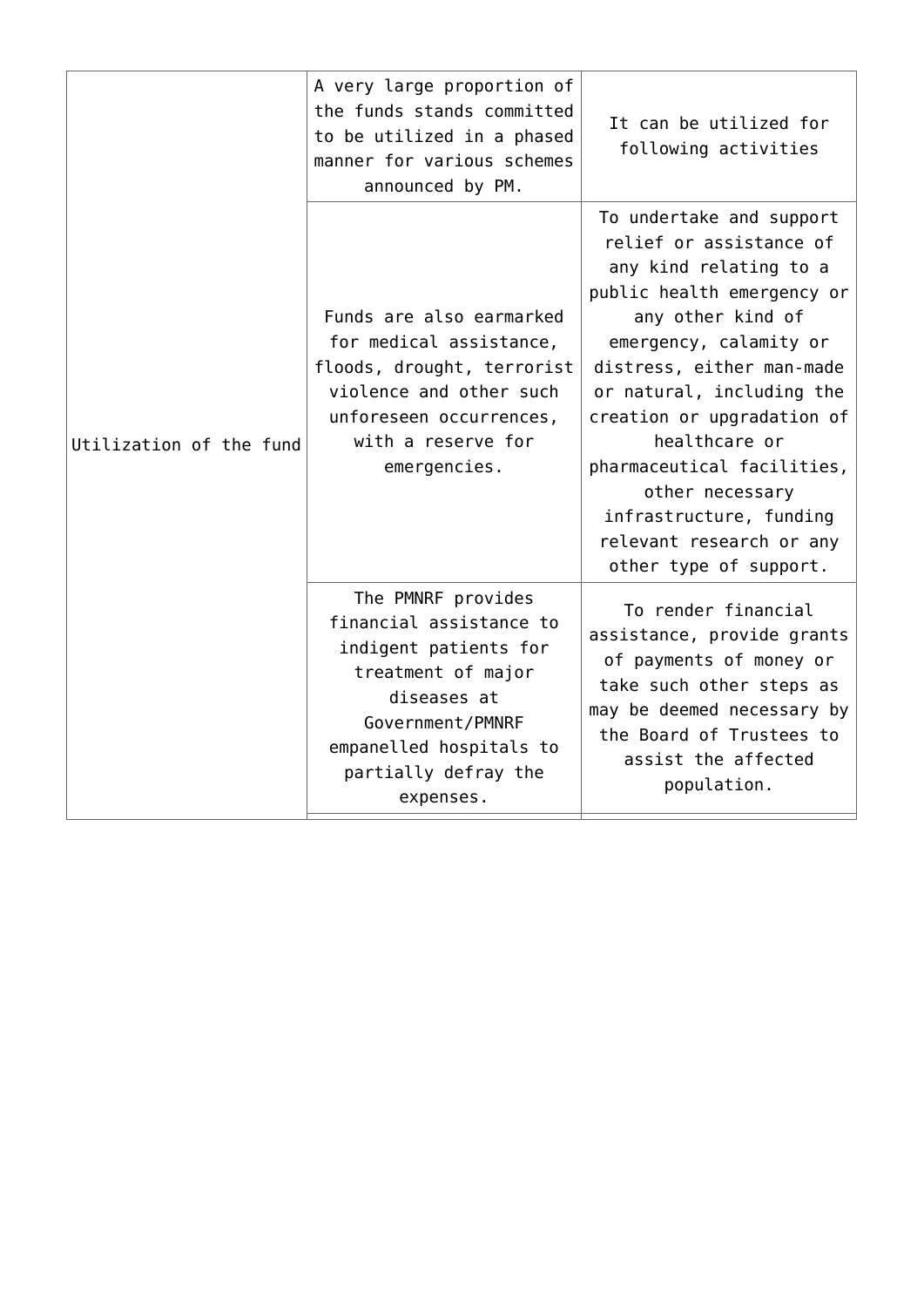| | | |
|---|---|---|
| Utilization of the fund | A very large proportion of the funds stands committed to be utilized in a phased manner for various schemes announced by PM. | It can be utilized for following activities |
| | Funds are also earmarked for medical assistance, floods, drought, terrorist violence and other such unforeseen occurrences, with a reserve for emergencies. | To undertake and support relief or assistance of any kind relating to a public health emergency or any other kind of emergency, calamity or distress, either man-made or natural, including the creation or upgradation of healthcare or pharmaceutical facilities, other necessary infrastructure, funding relevant research or any other type of support. |
| | The PMNRF provides financial assistance to indigent patients for treatment of major diseases at Government/PMNRF empanelled hospitals to partially defray the expenses. | To render financial assistance, provide grants of payments of money or take such other steps as may be deemed necessary by the Board of Trustees to assist the affected population. |